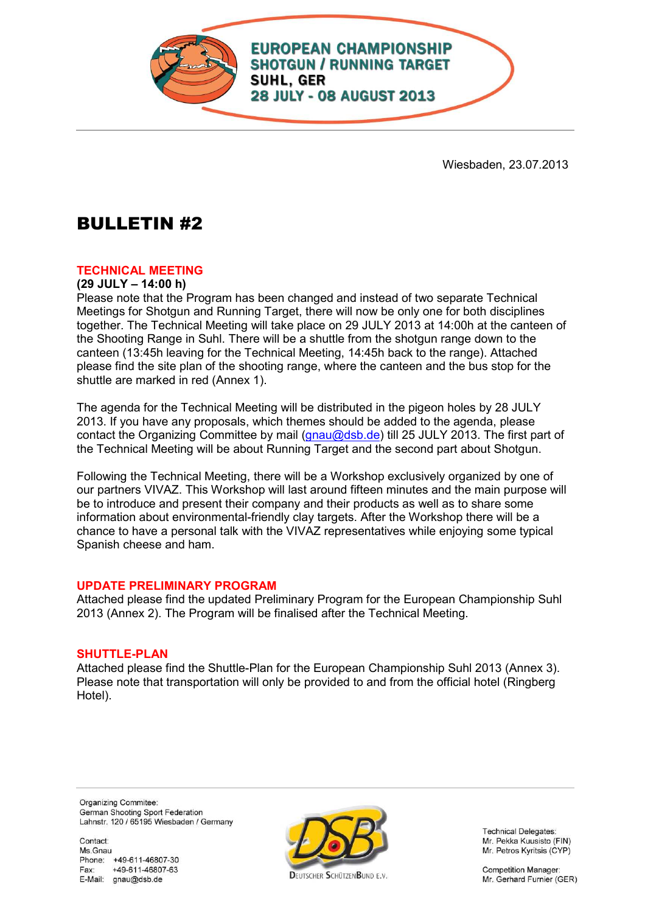**EUROPEAN CHAMPIONSHIP**
**SHOTGUN / RUNNING TARGET**
**SUHL, GER**
**28 JULY - 08 AUGUST 2013**

Wiesbaden, 23.07.2013

# BULLETIN #2

## TECHNICAL MEETING

**(29 JULY – 14:00 h)**

Please note that the Program has been changed and instead of two separate Technical Meetings for Shotgun and Running Target, there will now be only one for both disciplines together. The Technical Meeting will take place on 29 JULY 2013 at 14:00h at the canteen of the Shooting Range in Suhl. There will be a shuttle from the shotgun range down to the canteen (13:45h leaving for the Technical Meeting, 14:45h back to the range). Attached please find the site plan of the shooting range, where the canteen and the bus stop for the shuttle are marked in red (Annex 1).

The agenda for the Technical Meeting will be distributed in the pigeon holes by 28 JULY 2013. If you have any proposals, which themes should be added to the agenda, please contact the Organizing Committee by mail (gnau@dsb.de) till 25 JULY 2013. The first part of the Technical Meeting will be about Running Target and the second part about Shotgun.

Following the Technical Meeting, there will be a Workshop exclusively organized by one of our partners VIVAZ. This Workshop will last around fifteen minutes and the main purpose will be to introduce and present their company and their products as well as to share some information about environmental-friendly clay targets. After the Workshop there will be a chance to have a personal talk with the VIVAZ representatives while enjoying some typical Spanish cheese and ham.

## UPDATE PRELIMINARY PROGRAM

Attached please find the updated Preliminary Program for the European Championship Suhl 2013 (Annex 2). The Program will be finalised after the Technical Meeting.

## SHUTTLE-PLAN

Attached please find the Shuttle-Plan for the European Championship Suhl 2013 (Annex 3). Please note that transportation will only be provided to and from the official hotel (Ringberg Hotel).

Organizing Commitee:
German Shooting Sport Federation
Lahnstr. 120 / 65195 Wiesbaden / Germany

Contact:
Ms.Gnau
Phone: +49-611-46807-30
Fax: +49-611-46807-63
E-Mail: gnau@dsb.de

DSB
Deutscher Schützenbund e.V.

Technical Delegates:
Mr. Pekka Kuusisto (FIN)
Mr. Petros Kyritsis (CYP)

Competition Manager:
Mr. Gerhard Furnier (GER)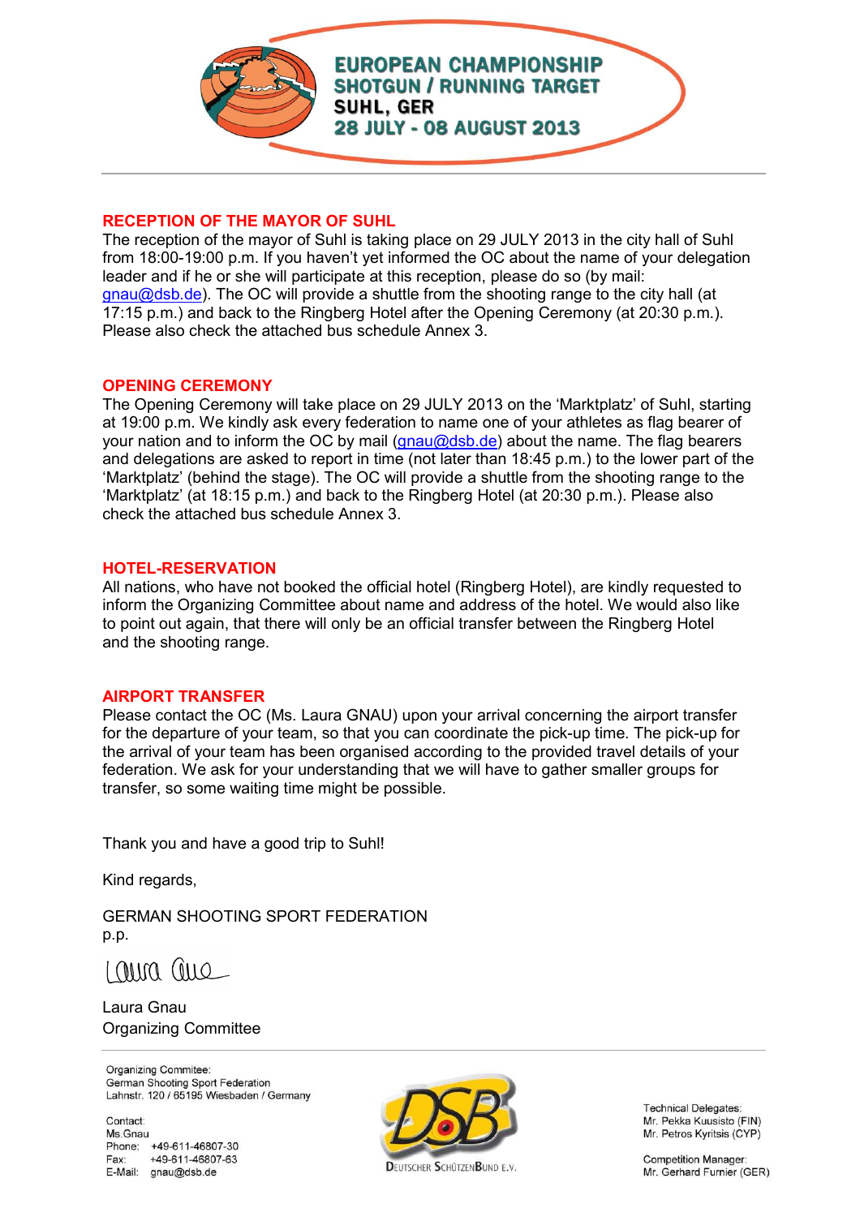EUROPEAN CHAMPIONSHIP
SHOTGUN / RUNNING TARGET
SUHL, GER
28 JULY - 08 AUGUST 2013

## RECEPTION OF THE MAYOR OF SUHL

The reception of the mayor of Suhl is taking place on 29 JULY 2013 in the city hall of Suhl from 18:00-19:00 p.m. If you haven't yet informed the OC about the name of your delegation leader and if he or she will participate at this reception, please do so (by mail: gnau@dsb.de). The OC will provide a shuttle from the shooting range to the city hall (at 17:15 p.m.) and back to the Ringberg Hotel after the Opening Ceremony (at 20:30 p.m.). Please also check the attached bus schedule Annex 3.

## OPENING CEREMONY

The Opening Ceremony will take place on 29 JULY 2013 on the 'Marktplatz' of Suhl, starting at 19:00 p.m. We kindly ask every federation to name one of your athletes as flag bearer of your nation and to inform the OC by mail (gnau@dsb.de) about the name. The flag bearers and delegations are asked to report in time (not later than 18:45 p.m.) to the lower part of the 'Marktplatz' (behind the stage). The OC will provide a shuttle from the shooting range to the 'Marktplatz' (at 18:15 p.m.) and back to the Ringberg Hotel (at 20:30 p.m.). Please also check the attached bus schedule Annex 3.

## HOTEL-RESERVATION

All nations, who have not booked the official hotel (Ringberg Hotel), are kindly requested to inform the Organizing Committee about name and address of the hotel. We would also like to point out again, that there will only be an official transfer between the Ringberg Hotel and the shooting range.

## AIRPORT TRANSFER

Please contact the OC (Ms. Laura GNAU) upon your arrival concerning the airport transfer for the departure of your team, so that you can coordinate the pick-up time. The pick-up for the arrival of your team has been organised according to the provided travel details of your federation. We ask for your understanding that we will have to gather smaller groups for transfer, so some waiting time might be possible.

Thank you and have a good trip to Suhl!

Kind regards,

GERMAN SHOOTING SPORT FEDERATION
p.p.

Laura Gnau
Organizing Committee

Organizing Commitee:
German Shooting Sport Federation
Lahnstr. 120 / 65195 Wiesbaden / Germany

Contact:
Ms.Gnau
Phone: +49-611-46807-30
Fax: +49-611-46807-63
E-Mail: gnau@dsb.de

DSB
Deutscher Schützenbund e.V.

Technical Delegates:
Mr. Pekka Kuusisto (FIN)
Mr. Petros Kyritsis (CYP)

Competition Manager:
Mr. Gerhard Furnier (GER)